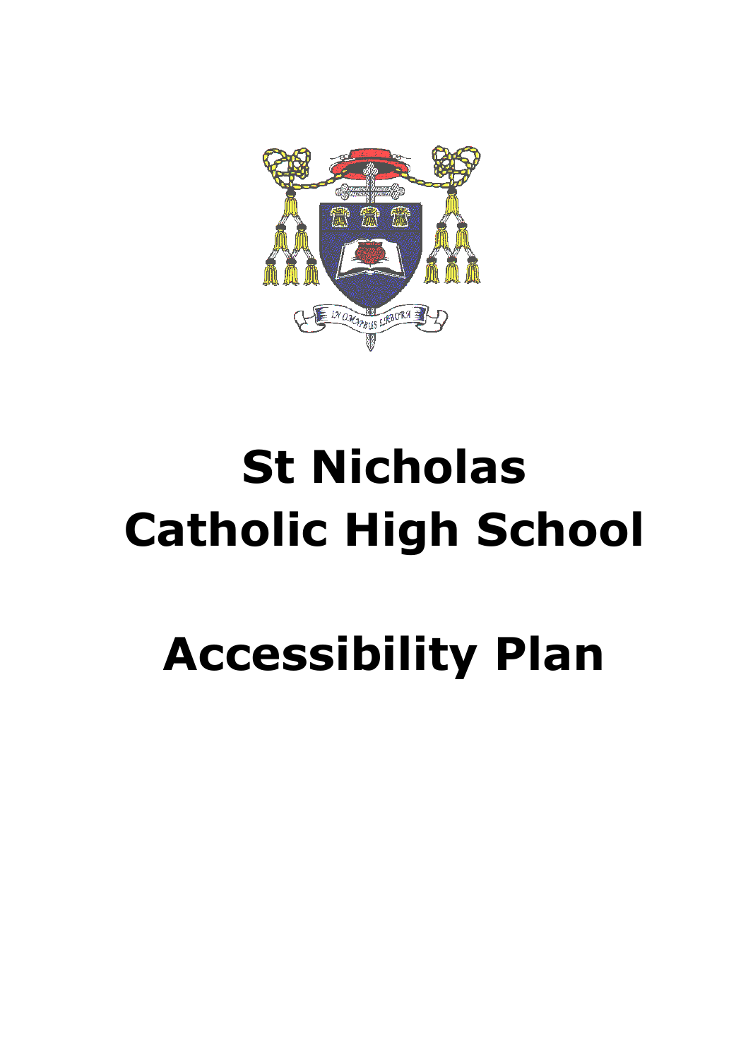# St Nicholas Catholic High School

# Accessibility Plan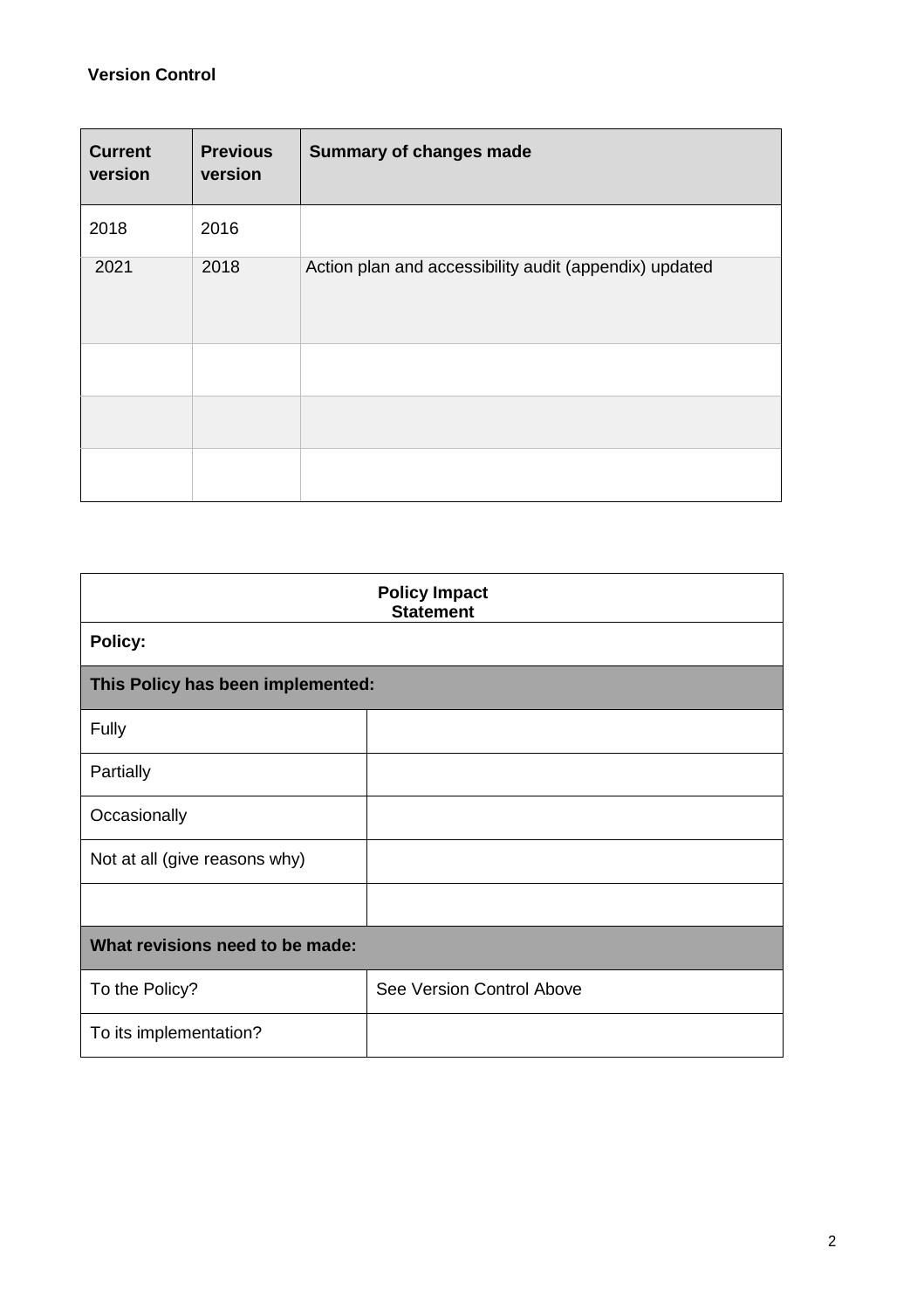**Version Control**

| Current version | Previous version | Summary of changes made |
| --- | --- | --- |
| 2018 | 2016 | |
| 2021 | 2018 | Action plan and accessibility audit (appendix) updated |
| | | |
| | | |
| | | |

| Policy Impact Statement | |
| --- | --- |
| **Policy:** | |
| **This Policy has been implemented:** | |
| Fully | |
| Partially | |
| Occasionally | |
| Not at all (give reasons why) | |
| | |
| **What revisions need to be made:** | |
| To the Policy? | See Version Control Above |
| To its implementation? | |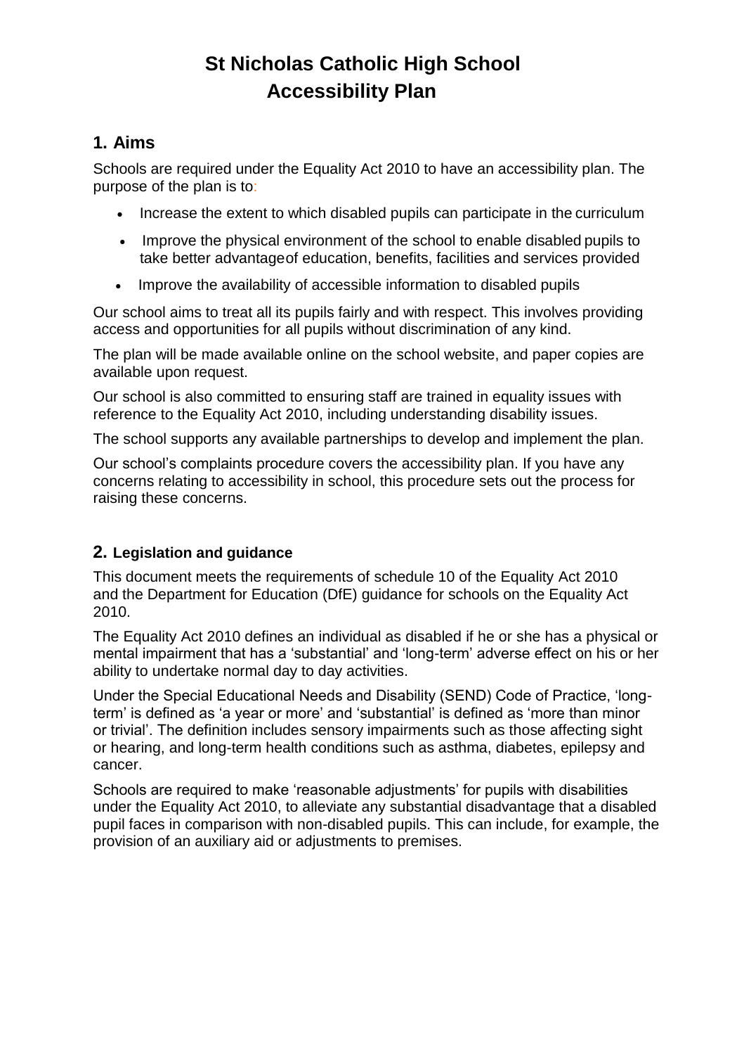# St Nicholas Catholic High School Accessibility Plan

## 1. Aims

Schools are required under the Equality Act 2010 to have an accessibility plan. The purpose of the plan is to:

- Increase the extent to which disabled pupils can participate in the curriculum
- Improve the physical environment of the school to enable disabled pupils to take better advantage of education, benefits, facilities and services provided
- Improve the availability of accessible information to disabled pupils

Our school aims to treat all its pupils fairly and with respect. This involves providing access and opportunities for all pupils without discrimination of any kind.

The plan will be made available online on the school website, and paper copies are available upon request.

Our school is also committed to ensuring staff are trained in equality issues with reference to the Equality Act 2010, including understanding disability issues.

The school supports any available partnerships to develop and implement the plan.

Our school's complaints procedure covers the accessibility plan. If you have any concerns relating to accessibility in school, this procedure sets out the process for raising these concerns.

## 2. Legislation and guidance

This document meets the requirements of schedule 10 of the Equality Act 2010 and the Department for Education (DfE) guidance for schools on the Equality Act 2010.

The Equality Act 2010 defines an individual as disabled if he or she has a physical or mental impairment that has a 'substantial' and 'long-term' adverse effect on his or her ability to undertake normal day to day activities.

Under the Special Educational Needs and Disability (SEND) Code of Practice, 'long-term' is defined as 'a year or more' and 'substantial' is defined as 'more than minor or trivial'. The definition includes sensory impairments such as those affecting sight or hearing, and long-term health conditions such as asthma, diabetes, epilepsy and cancer.

Schools are required to make 'reasonable adjustments' for pupils with disabilities under the Equality Act 2010, to alleviate any substantial disadvantage that a disabled pupil faces in comparison with non-disabled pupils. This can include, for example, the provision of an auxiliary aid or adjustments to premises.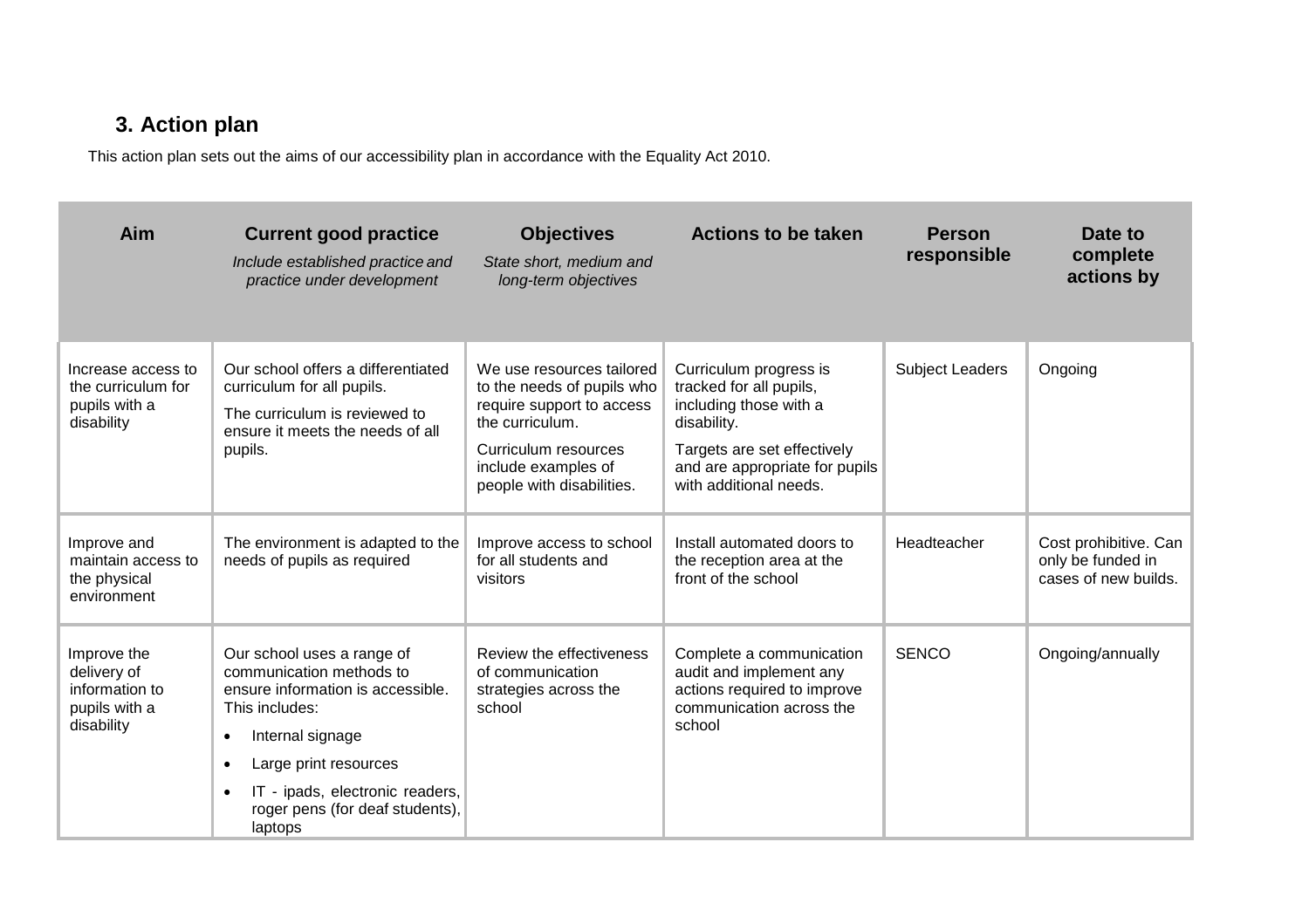## 3. Action plan

This action plan sets out the aims of our accessibility plan in accordance with the Equality Act 2010.

| Aim | Current good practice<br>*Include established practice and practice under development* | Objectives<br>*State short, medium and long-term objectives* | Actions to be taken | Person responsible | Date to complete actions by |
|---|---|---|---|---|---|
| Increase access to the curriculum for pupils with a disability | Our school offers a differentiated curriculum for all pupils.<br>The curriculum is reviewed to ensure it meets the needs of all pupils. | We use resources tailored to the needs of pupils who require support to access the curriculum.<br>Curriculum resources include examples of people with disabilities. | Curriculum progress is tracked for all pupils, including those with a disability.<br>Targets are set effectively and are appropriate for pupils with additional needs. | Subject Leaders | Ongoing |
| Improve and maintain access to the physical environment | The environment is adapted to the needs of pupils as required | Improve access to school for all students and visitors | Install automated doors to the reception area at the front of the school | Headteacher | Cost prohibitive. Can only be funded in cases of new builds. |
| Improve the delivery of information to pupils with a disability | Our school uses a range of communication methods to ensure information is accessible. This includes:<br>• Internal signage<br>• Large print resources<br>• IT - ipads, electronic readers, roger pens (for deaf students), laptops | Review the effectiveness of communication strategies across the school | Complete a communication audit and implement any actions required to improve communication across the school | SENCO | Ongoing/annually |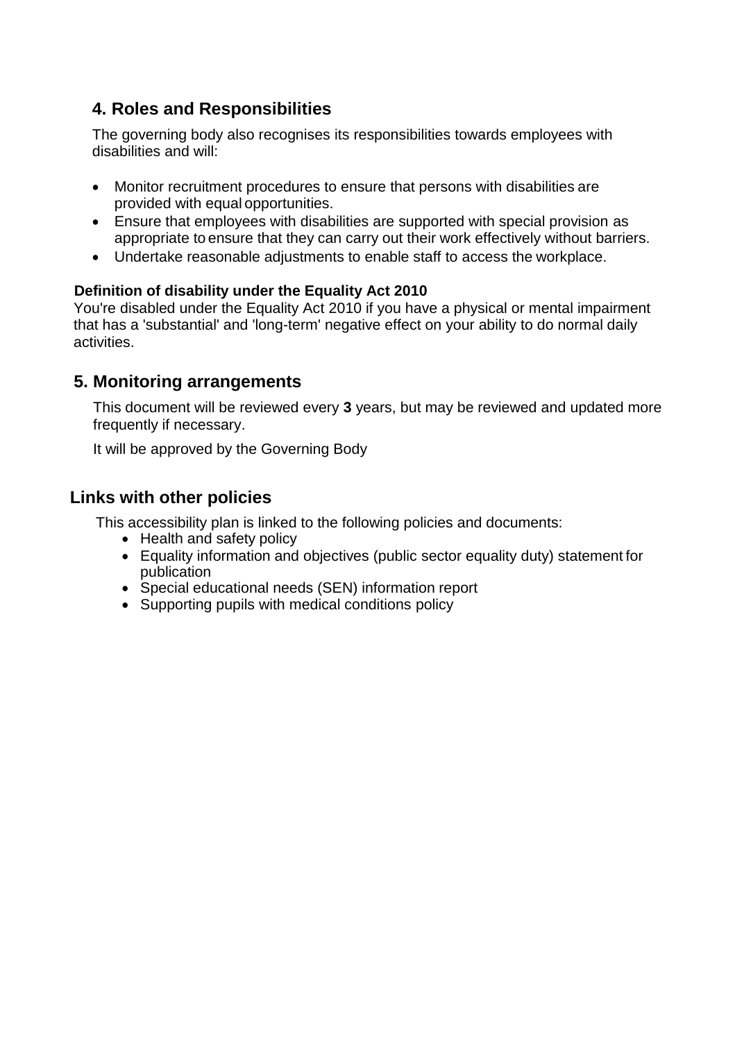## 4. Roles and Responsibilities

The governing body also recognises its responsibilities towards employees with disabilities and will:

- Monitor recruitment procedures to ensure that persons with disabilities are provided with equal opportunities.
- Ensure that employees with disabilities are supported with special provision as appropriate to ensure that they can carry out their work effectively without barriers.
- Undertake reasonable adjustments to enable staff to access the workplace.

**Definition of disability under the Equality Act 2010**

You're disabled under the Equality Act 2010 if you have a physical or mental impairment that has a 'substantial' and 'long-term' negative effect on your ability to do normal daily activities.

## 5. Monitoring arrangements

This document will be reviewed every **3** years, but may be reviewed and updated more frequently if necessary.

It will be approved by the Governing Body

## Links with other policies

This accessibility plan is linked to the following policies and documents:

- Health and safety policy
- Equality information and objectives (public sector equality duty) statement for publication
- Special educational needs (SEN) information report
- Supporting pupils with medical conditions policy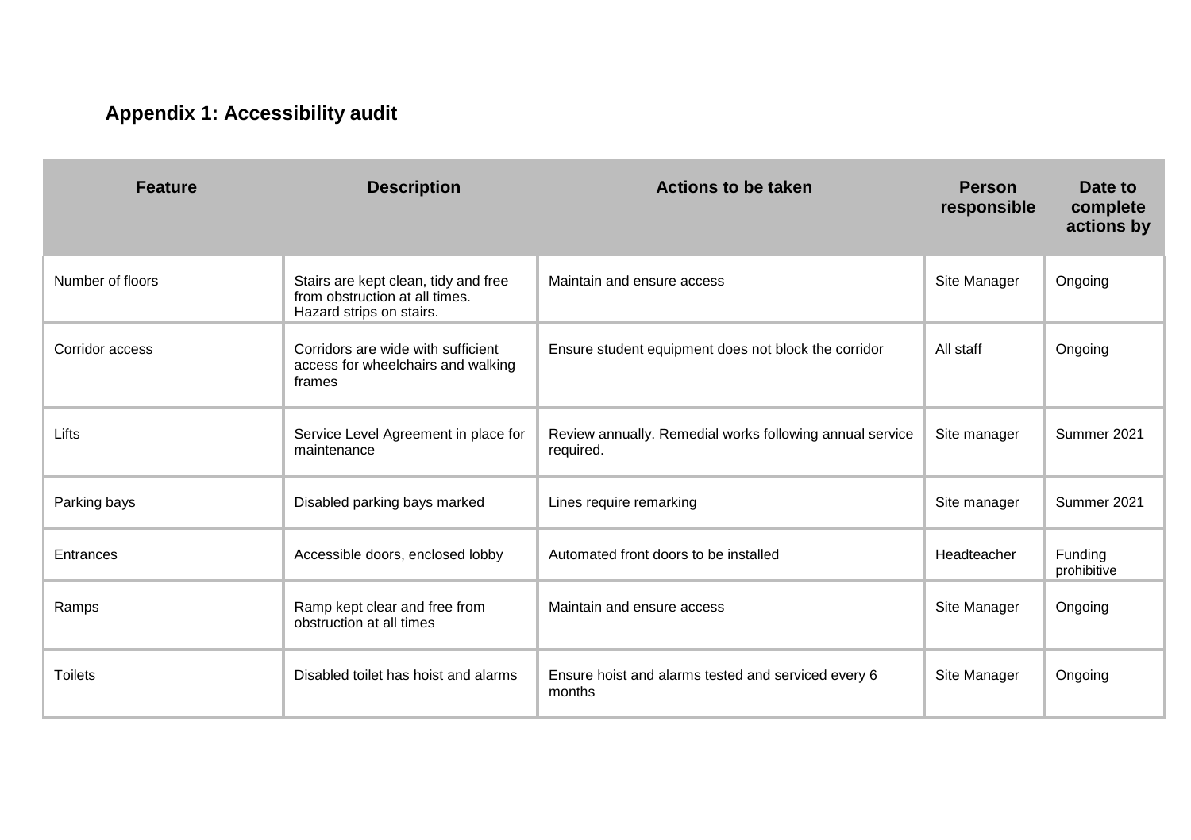## Appendix 1: Accessibility audit

| Feature | Description | Actions to be taken | Person responsible | Date to complete actions by |
|---|---|---|---|---|
| Number of floors | Stairs are kept clean, tidy and free from obstruction at all times. Hazard strips on stairs. | Maintain and ensure access | Site Manager | Ongoing |
| Corridor access | Corridors are wide with sufficient access for wheelchairs and walking frames | Ensure student equipment does not block the corridor | All staff | Ongoing |
| Lifts | Service Level Agreement in place for maintenance | Review annually. Remedial works following annual service required. | Site manager | Summer 2021 |
| Parking bays | Disabled parking bays marked | Lines require remarking | Site manager | Summer 2021 |
| Entrances | Accessible doors, enclosed lobby | Automated front doors to be installed | Headteacher | Funding prohibitive |
| Ramps | Ramp kept clear and free from obstruction at all times | Maintain and ensure access | Site Manager | Ongoing |
| Toilets | Disabled toilet has hoist and alarms | Ensure hoist and alarms tested and serviced every 6 months | Site Manager | Ongoing |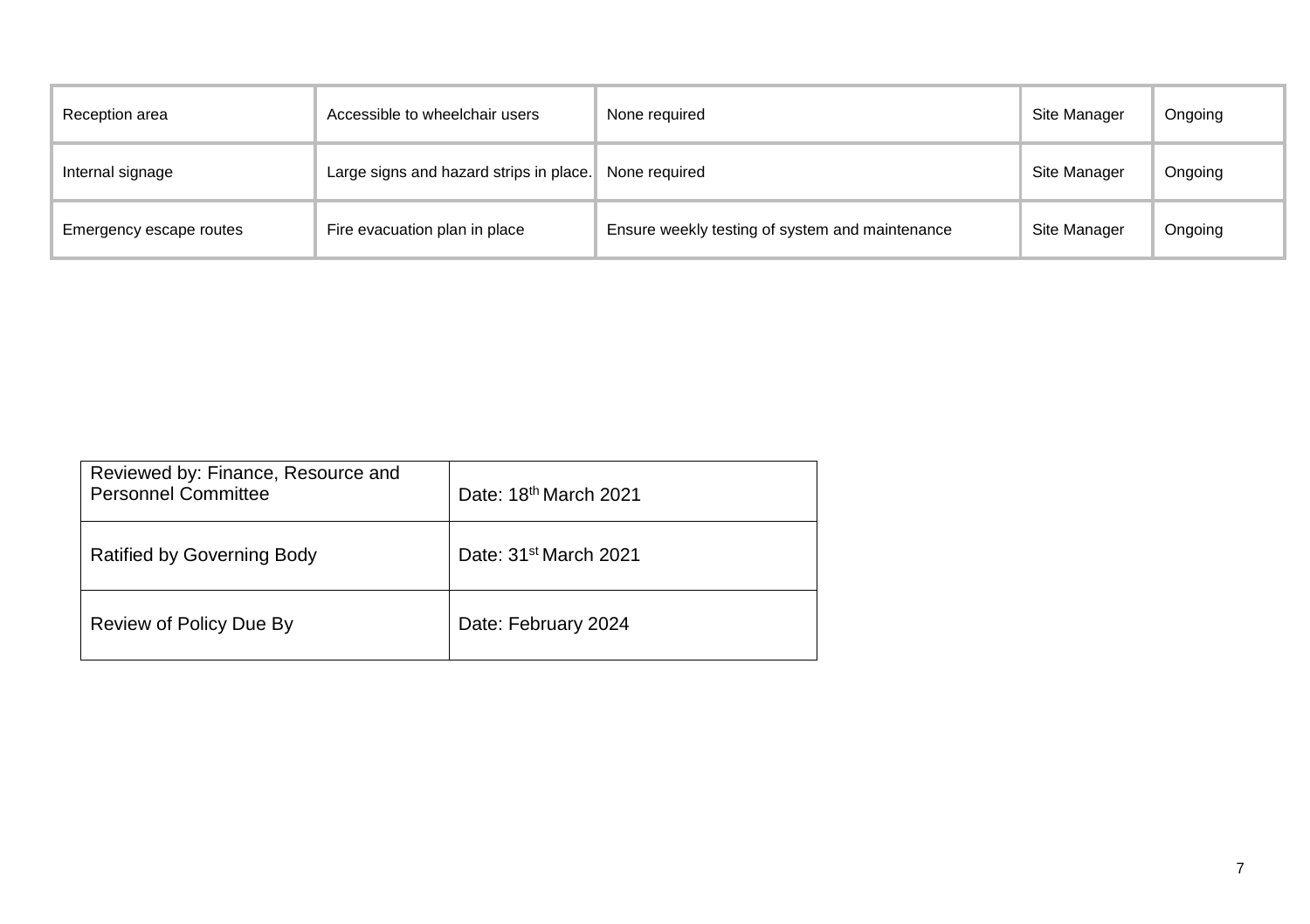| | | | | |
|---|---|---|---|---|
| Reception area | Accessible to wheelchair users | None required | Site Manager | Ongoing |
| Internal signage | Large signs and hazard strips in place. | None required | Site Manager | Ongoing |
| Emergency escape routes | Fire evacuation plan in place | Ensure weekly testing of system and maintenance | Site Manager | Ongoing |

| | |
|---|---|
| Reviewed by: Finance, Resource and Personnel Committee | Date: 18th March 2021 |
| Ratified by Governing Body | Date: 31st March 2021 |
| Review of Policy Due By | Date: February 2024 |